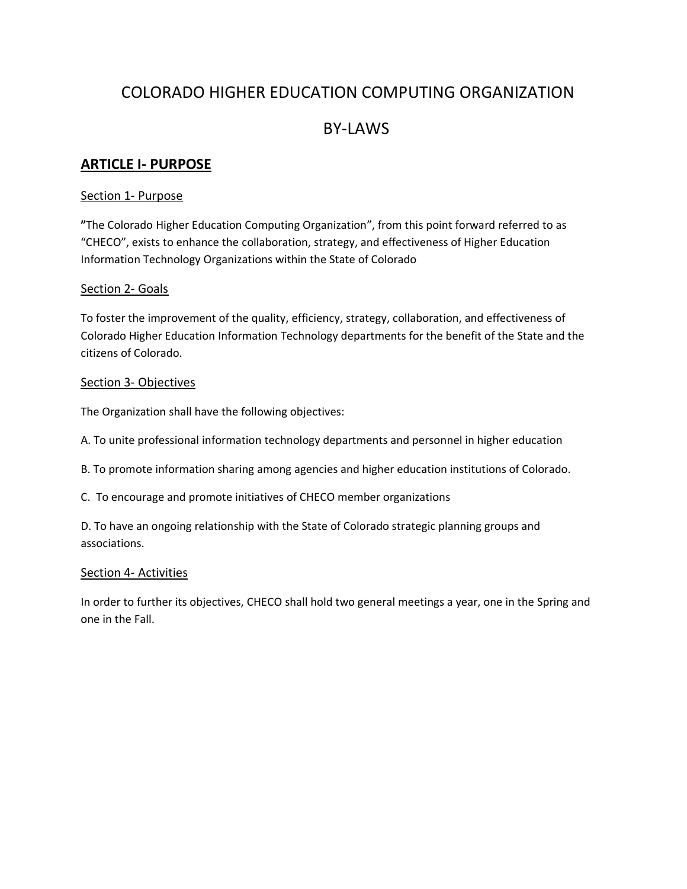# COLORADO HIGHER EDUCATION COMPUTING ORGANIZATION

# BY-LAWS

## ARTICLE I- PURPOSE

### Section 1- Purpose

"The Colorado Higher Education Computing Organization", from this point forward referred to as "CHECO", exists to enhance the collaboration, strategy, and effectiveness of Higher Education Information Technology Organizations within the State of Colorado

### Section 2- Goals

To foster the improvement of the quality, efficiency, strategy, collaboration, and effectiveness of Colorado Higher Education Information Technology departments for the benefit of the State and the citizens of Colorado.

### Section 3- Objectives

The Organization shall have the following objectives:

A. To unite professional information technology departments and personnel in higher education

B. To promote information sharing among agencies and higher education institutions of Colorado.

C. To encourage and promote initiatives of CHECO member organizations

D. To have an ongoing relationship with the State of Colorado strategic planning groups and associations.

### Section 4- Activities

In order to further its objectives, CHECO shall hold two general meetings a year, one in the Spring and one in the Fall.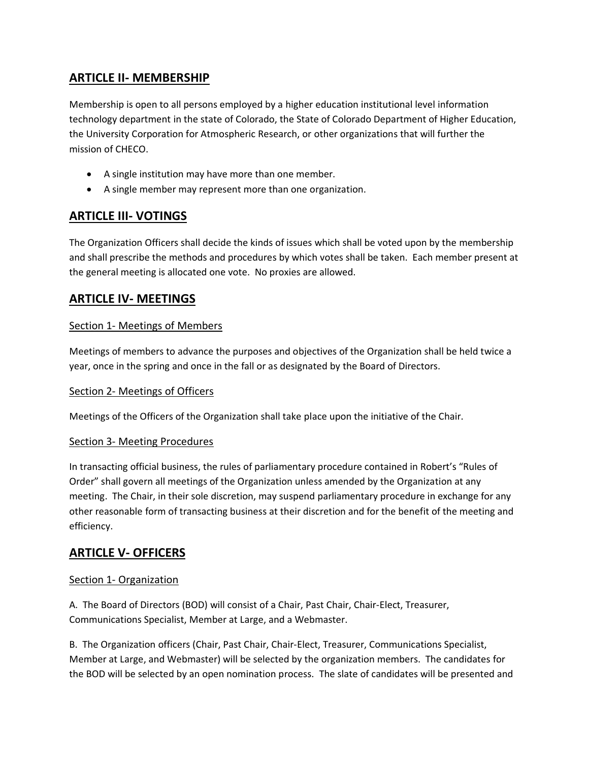## ARTICLE II- MEMBERSHIP

Membership is open to all persons employed by a higher education institutional level information technology department in the state of Colorado, the State of Colorado Department of Higher Education, the University Corporation for Atmospheric Research, or other organizations that will further the mission of CHECO.

- A single institution may have more than one member.
- A single member may represent more than one organization.

## ARTICLE III- VOTINGS

The Organization Officers shall decide the kinds of issues which shall be voted upon by the membership and shall prescribe the methods and procedures by which votes shall be taken. Each member present at the general meeting is allocated one vote. No proxies are allowed.

## ARTICLE IV- MEETINGS

### Section 1- Meetings of Members

Meetings of members to advance the purposes and objectives of the Organization shall be held twice a year, once in the spring and once in the fall or as designated by the Board of Directors.

### Section 2- Meetings of Officers

Meetings of the Officers of the Organization shall take place upon the initiative of the Chair.

### Section 3- Meeting Procedures

In transacting official business, the rules of parliamentary procedure contained in Robert's "Rules of Order" shall govern all meetings of the Organization unless amended by the Organization at any meeting. The Chair, in their sole discretion, may suspend parliamentary procedure in exchange for any other reasonable form of transacting business at their discretion and for the benefit of the meeting and efficiency.

## ARTICLE V- OFFICERS

### Section 1- Organization

A. The Board of Directors (BOD) will consist of a Chair, Past Chair, Chair-Elect, Treasurer, Communications Specialist, Member at Large, and a Webmaster.

B. The Organization officers (Chair, Past Chair, Chair-Elect, Treasurer, Communications Specialist, Member at Large, and Webmaster) will be selected by the organization members. The candidates for the BOD will be selected by an open nomination process. The slate of candidates will be presented and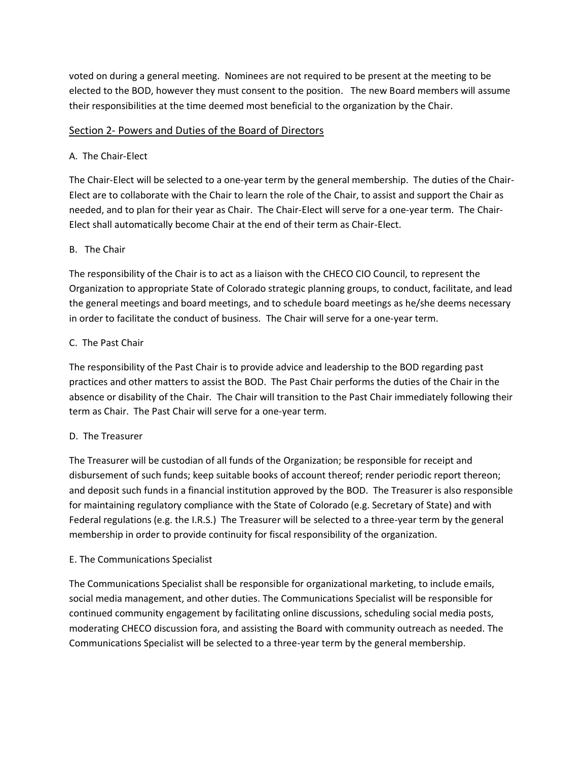voted on during a general meeting. Nominees are not required to be present at the meeting to be elected to the BOD, however they must consent to the position. The new Board members will assume their responsibilities at the time deemed most beneficial to the organization by the Chair.

## Section 2- Powers and Duties of the Board of Directors

A. The Chair-Elect

The Chair-Elect will be selected to a one-year term by the general membership. The duties of the Chair-Elect are to collaborate with the Chair to learn the role of the Chair, to assist and support the Chair as needed, and to plan for their year as Chair. The Chair-Elect will serve for a one-year term. The Chair-Elect shall automatically become Chair at the end of their term as Chair-Elect.

B. The Chair

The responsibility of the Chair is to act as a liaison with the CHECO CIO Council, to represent the Organization to appropriate State of Colorado strategic planning groups, to conduct, facilitate, and lead the general meetings and board meetings, and to schedule board meetings as he/she deems necessary in order to facilitate the conduct of business. The Chair will serve for a one-year term.

C. The Past Chair

The responsibility of the Past Chair is to provide advice and leadership to the BOD regarding past practices and other matters to assist the BOD. The Past Chair performs the duties of the Chair in the absence or disability of the Chair. The Chair will transition to the Past Chair immediately following their term as Chair. The Past Chair will serve for a one-year term.

D. The Treasurer

The Treasurer will be custodian of all funds of the Organization; be responsible for receipt and disbursement of such funds; keep suitable books of account thereof; render periodic report thereon; and deposit such funds in a financial institution approved by the BOD. The Treasurer is also responsible for maintaining regulatory compliance with the State of Colorado (e.g. Secretary of State) and with Federal regulations (e.g. the I.R.S.) The Treasurer will be selected to a three-year term by the general membership in order to provide continuity for fiscal responsibility of the organization.

E. The Communications Specialist

The Communications Specialist shall be responsible for organizational marketing, to include emails, social media management, and other duties. The Communications Specialist will be responsible for continued community engagement by facilitating online discussions, scheduling social media posts, moderating CHECO discussion fora, and assisting the Board with community outreach as needed. The Communications Specialist will be selected to a three-year term by the general membership.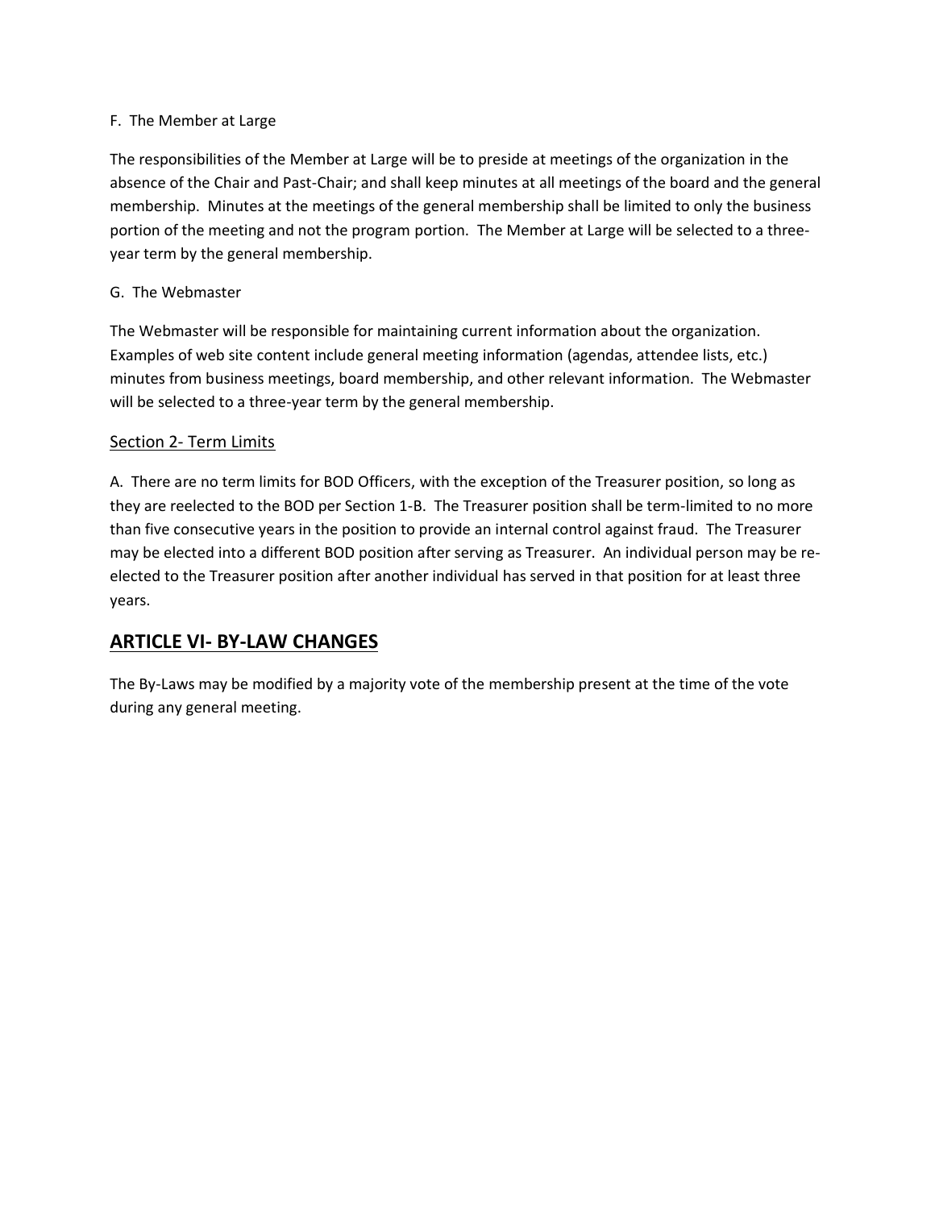F. The Member at Large

The responsibilities of the Member at Large will be to preside at meetings of the organization in the absence of the Chair and Past-Chair; and shall keep minutes at all meetings of the board and the general membership. Minutes at the meetings of the general membership shall be limited to only the business portion of the meeting and not the program portion. The Member at Large will be selected to a three-year term by the general membership.

G. The Webmaster

The Webmaster will be responsible for maintaining current information about the organization. Examples of web site content include general meeting information (agendas, attendee lists, etc.) minutes from business meetings, board membership, and other relevant information. The Webmaster will be selected to a three-year term by the general membership.

<u>Section 2- Term Limits</u>

A. There are no term limits for BOD Officers, with the exception of the Treasurer position, so long as they are reelected to the BOD per Section 1-B. The Treasurer position shall be term-limited to no more than five consecutive years in the position to provide an internal control against fraud. The Treasurer may be elected into a different BOD position after serving as Treasurer. An individual person may be re-elected to the Treasurer position after another individual has served in that position for at least three years.

## ARTICLE VI- BY-LAW CHANGES

The By-Laws may be modified by a majority vote of the membership present at the time of the vote during any general meeting.